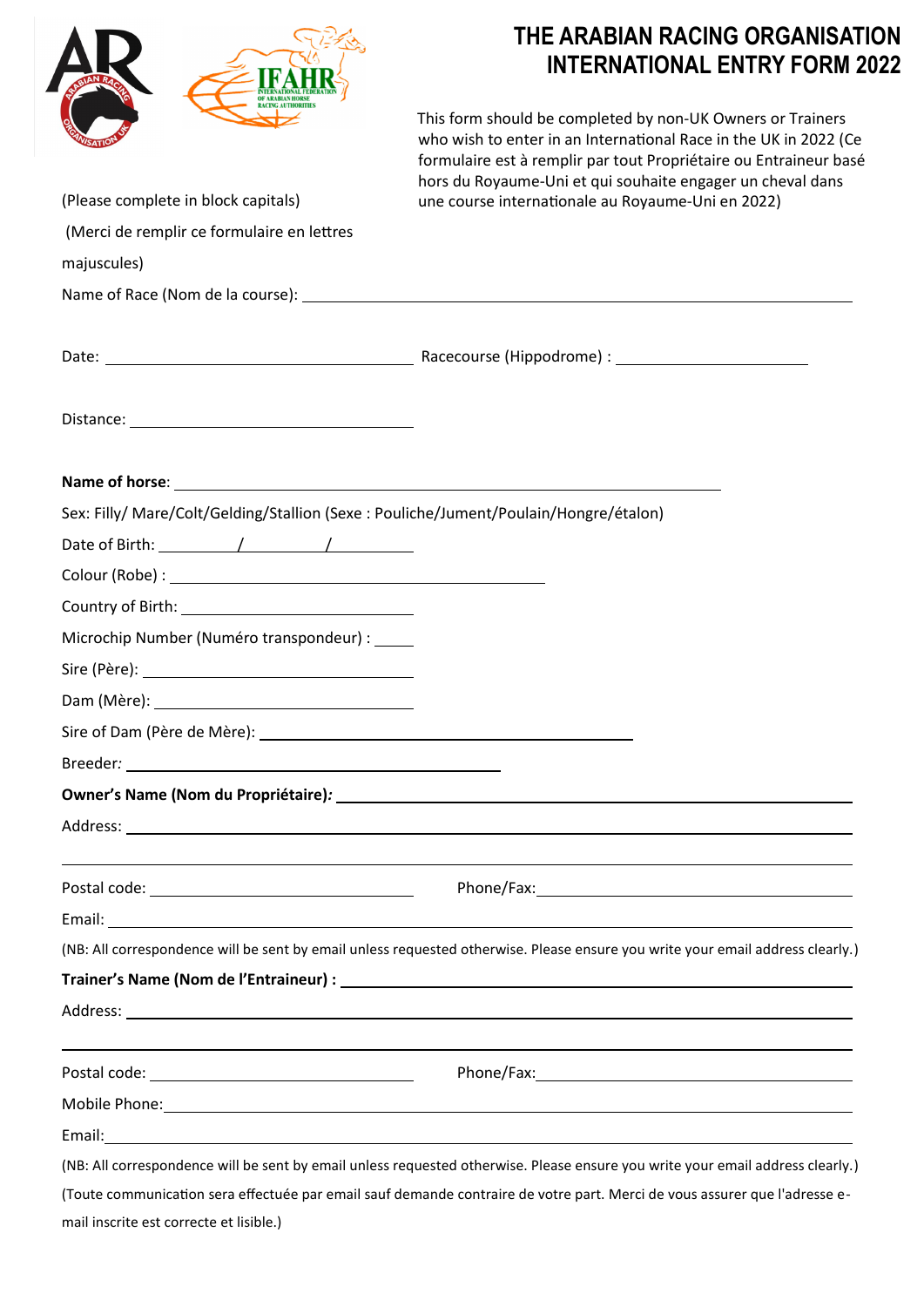# THE ARABIAN RACING ORGANISATION INTERNATIONAL ENTRY FORM 2022

This form should be completed by non-UK Owners or Trainers who wish to enter in an International Race in the UK in 2022 (Ce formulaire est à remplir par tout Propriétaire ou Entraineur basé hors du Royaume-Uni et qui souhaite engager un cheval dans une course internationale au Royaume-Uni en 2022)

(Please complete in block capitals)

(Merci de remplir ce formulaire en lettres majuscules)

Name of Race (Nom de la course): \_\_\_\_\_\_\_\_\_\_\_\_\_\_\_\_\_\_\_\_\_\_\_\_\_\_\_\_\_\_\_\_\_\_\_\_\_\_\_\_\_\_\_\_

Date: \_\_\_\_\_\_\_\_\_\_\_\_\_\_\_\_\_\_\_\_\_\_\_\_\_ Racecourse (Hippodrome) : \_\_\_\_\_\_\_\_\_\_\_\_\_\_\_\_\_\_

Distance: \_\_\_\_\_\_\_\_\_\_\_\_\_\_\_\_\_\_\_\_\_\_\_\_\_

**Name of horse**: \_\_\_\_\_\_\_\_\_\_\_\_\_\_\_\_\_\_\_\_\_\_\_\_\_\_\_\_\_\_\_\_\_\_\_\_\_\_\_\_\_\_\_\_

Sex: Filly/ Mare/Colt/Gelding/Stallion (Sexe : Pouliche/Jument/Poulain/Hongre/étalon)

Date of Birth: \_\_\_\_\_\_\_ / \_\_\_\_\_\_\_ / \_\_\_\_\_\_\_

Colour (Robe) : \_\_\_\_\_\_\_\_\_\_\_\_\_\_\_\_\_\_\_\_\_\_\_\_\_\_\_\_\_\_\_\_\_\_

Country of Birth: \_\_\_\_\_\_\_\_\_\_\_\_\_\_\_\_\_\_\_\_\_\_\_\_\_

Microchip Number (Numéro transpondeur) : \_\_\_\_\_

Sire (Père): \_\_\_\_\_\_\_\_\_\_\_\_\_\_\_\_\_\_\_\_\_\_\_\_\_

Dam (Mère): \_\_\_\_\_\_\_\_\_\_\_\_\_\_\_\_\_\_\_\_\_\_\_\_\_

Sire of Dam (Père de Mère): \_\_\_\_\_\_\_\_\_\_\_\_\_\_\_\_\_\_\_\_\_\_\_\_\_\_\_\_\_\_\_\_

Breeder*:* \_\_\_\_\_\_\_\_\_\_\_\_\_\_\_\_\_\_\_\_\_\_\_\_\_\_\_\_\_\_\_\_\_\_

**Owner's Name (Nom du Propriétaire)*:*** \_\_\_\_\_\_\_\_\_\_\_\_\_\_\_\_\_\_\_\_\_\_\_\_\_\_\_\_\_\_\_\_\_\_\_\_\_\_\_\_\_\_\_\_

Address: \_\_\_\_\_\_\_\_\_\_\_\_\_\_\_\_\_\_\_\_\_\_\_\_\_\_\_\_\_\_\_\_\_\_\_\_\_\_\_\_\_\_\_\_\_\_\_\_\_\_\_\_\_\_\_\_\_\_\_\_

\_\_\_\_\_\_\_\_\_\_\_\_\_\_\_\_\_\_\_\_\_\_\_\_\_\_\_\_\_\_\_\_\_\_\_\_\_\_\_\_\_\_\_\_\_\_\_\_\_\_\_\_\_\_\_\_\_\_\_\_\_\_\_\_\_\_\_

Postal code: \_\_\_\_\_\_\_\_\_\_\_\_\_\_\_\_\_\_\_\_\_\_\_\_\_ Phone/Fax: \_\_\_\_\_\_\_\_\_\_\_\_\_\_\_\_\_\_\_\_\_\_\_\_\_\_\_\_\_\_\_

Email: \_\_\_\_\_\_\_\_\_\_\_\_\_\_\_\_\_\_\_\_\_\_\_\_\_\_\_\_\_\_\_\_\_\_\_\_\_\_\_\_\_\_\_\_\_\_\_\_\_\_\_\_\_\_\_\_\_\_\_\_\_\_

(NB: All correspondence will be sent by email unless requested otherwise. Please ensure you write your email address clearly.)

**Trainer's Name (Nom de l'Entraineur) :** \_\_\_\_\_\_\_\_\_\_\_\_\_\_\_\_\_\_\_\_\_\_\_\_\_\_\_\_\_\_\_\_\_\_\_\_\_\_\_\_\_\_\_\_

Address: \_\_\_\_\_\_\_\_\_\_\_\_\_\_\_\_\_\_\_\_\_\_\_\_\_\_\_\_\_\_\_\_\_\_\_\_\_\_\_\_\_\_\_\_\_\_\_\_\_\_\_\_\_\_\_\_\_\_\_\_

\_\_\_\_\_\_\_\_\_\_\_\_\_\_\_\_\_\_\_\_\_\_\_\_\_\_\_\_\_\_\_\_\_\_\_\_\_\_\_\_\_\_\_\_\_\_\_\_\_\_\_\_\_\_\_\_\_\_\_\_\_\_\_\_\_\_\_

Postal code: \_\_\_\_\_\_\_\_\_\_\_\_\_\_\_\_\_\_\_\_\_\_\_\_\_ Phone/Fax: \_\_\_\_\_\_\_\_\_\_\_\_\_\_\_\_\_\_\_\_\_\_\_\_\_\_\_\_\_\_\_

Mobile Phone: \_\_\_\_\_\_\_\_\_\_\_\_\_\_\_\_\_\_\_\_\_\_\_\_\_\_\_\_\_\_\_\_\_\_\_\_\_\_\_\_\_\_\_\_\_\_\_\_\_\_\_\_\_\_\_\_

Email: \_\_\_\_\_\_\_\_\_\_\_\_\_\_\_\_\_\_\_\_\_\_\_\_\_\_\_\_\_\_\_\_\_\_\_\_\_\_\_\_\_\_\_\_\_\_\_\_\_\_\_\_\_\_\_\_\_\_\_\_\_\_

(NB: All correspondence will be sent by email unless requested otherwise. Please ensure you write your email address clearly.)

(Toute communication sera effectuée par email sauf demande contraire de votre part. Merci de vous assurer que l'adresse e-mail inscrite est correcte et lisible.)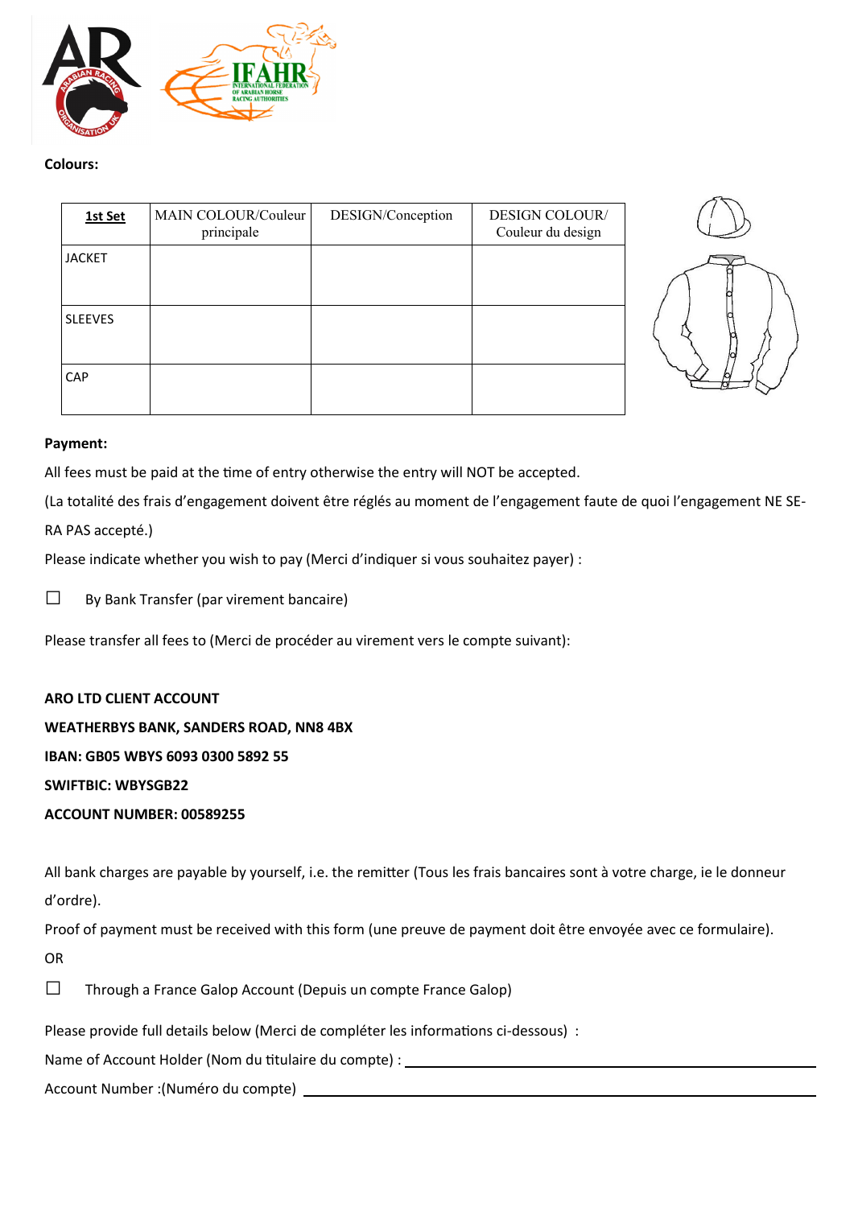**Colours:**

| **1st Set** | MAIN COLOUR/Couleur principale | DESIGN/Conception | DESIGN COLOUR/ Couleur du design |
|---|---|---|---|
| JACKET | | | |
| SLEEVES | | | |
| CAP | | | |

**Payment:**

All fees must be paid at the time of entry otherwise the entry will NOT be accepted.

(La totalité des frais d'engagement doivent être réglés au moment de l'engagement faute de quoi l'engagement NE SERA PAS accepté.)

Please indicate whether you wish to pay (Merci d'indiquer si vous souhaitez payer) :

☐ By Bank Transfer (par virement bancaire)

Please transfer all fees to (Merci de procéder au virement vers le compte suivant):

**ARO LTD CLIENT ACCOUNT**

**WEATHERBYS BANK, SANDERS ROAD, NN8 4BX**

**IBAN: GB05 WBYS 6093 0300 5892 55**

**SWIFTBIC: WBYSGB22**

**ACCOUNT NUMBER: 00589255**

All bank charges are payable by yourself, i.e. the remitter (Tous les frais bancaires sont à votre charge, ie le donneur d'ordre).

Proof of payment must be received with this form (une preuve de payment doit être envoyée avec ce formulaire).

OR

☐ Through a France Galop Account (Depuis un compte France Galop)

Please provide full details below (Merci de compléter les informations ci-dessous) :

Name of Account Holder (Nom du titulaire du compte) : ______________________________

Account Number :(Numéro du compte) ______________________________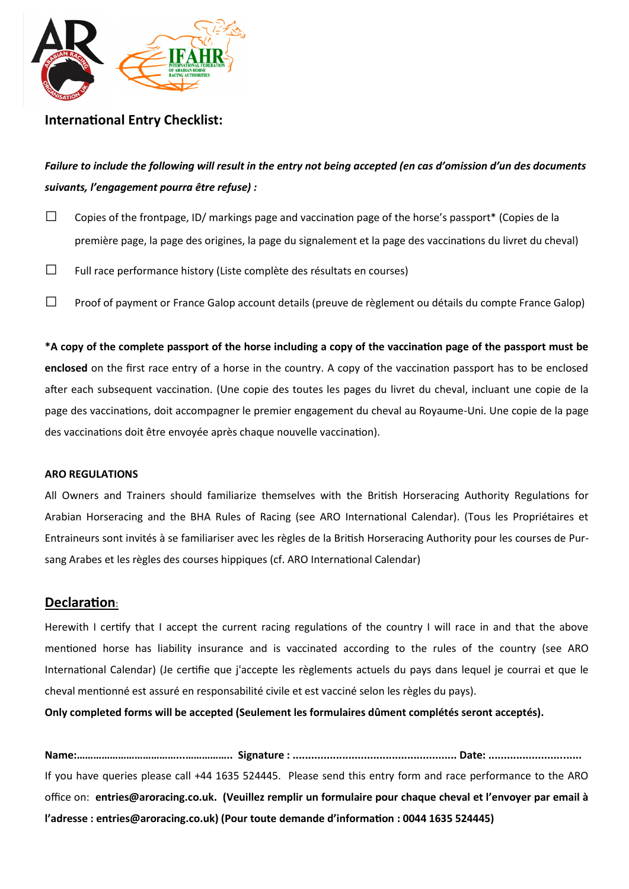## International Entry Checklist:

***Failure to include the following will result in the entry not being accepted (en cas d'omission d'un des documents suivants, l'engagement pourra être refuse) :***

- ☐ Copies of the frontpage, ID/ markings page and vaccination page of the horse's passport* (Copies de la première page, la page des origines, la page du signalement et la page des vaccinations du livret du cheval)
- ☐ Full race performance history (Liste complète des résultats en courses)
- ☐ Proof of payment or France Galop account details (preuve de règlement ou détails du compte France Galop)

**\*A copy of the complete passport of the horse including a copy of the vaccination page of the passport must be enclosed** on the first race entry of a horse in the country. A copy of the vaccination passport has to be enclosed after each subsequent vaccination. (Une copie des toutes les pages du livret du cheval, incluant une copie de la page des vaccinations, doit accompagner le premier engagement du cheval au Royaume-Uni. Une copie de la page des vaccinations doit être envoyée après chaque nouvelle vaccination).

**ARO REGULATIONS**

All Owners and Trainers should familiarize themselves with the British Horseracing Authority Regulations for Arabian Horseracing and the BHA Rules of Racing (see ARO International Calendar). (Tous les Propriétaires et Entraineurs sont invités à se familiariser avec les règles de la British Horseracing Authority pour les courses de Pur-sang Arabes et les règles des courses hippiques (cf. ARO International Calendar)

## Declaration:

Herewith I certify that I accept the current racing regulations of the country I will race in and that the above mentioned horse has liability insurance and is vaccinated according to the rules of the country (see ARO International Calendar) (Je certifie que j'accepte les règlements actuels du pays dans lequel je courrai et que le cheval mentionné est assuré en responsabilité civile et est vacciné selon les règles du pays).

**Only completed forms will be accepted (Seulement les formulaires dûment complétés seront acceptés).**

**Name:……………………………….……………. Signature : .................................................... Date: .............................**

If you have queries please call +44 1635 524445. Please send this entry form and race performance to the ARO office on: **entries@aroracing.co.uk. (Veuillez remplir un formulaire pour chaque cheval et l'envoyer par email à l'adresse : entries@aroracing.co.uk) (Pour toute demande d'information : 0044 1635 524445)**